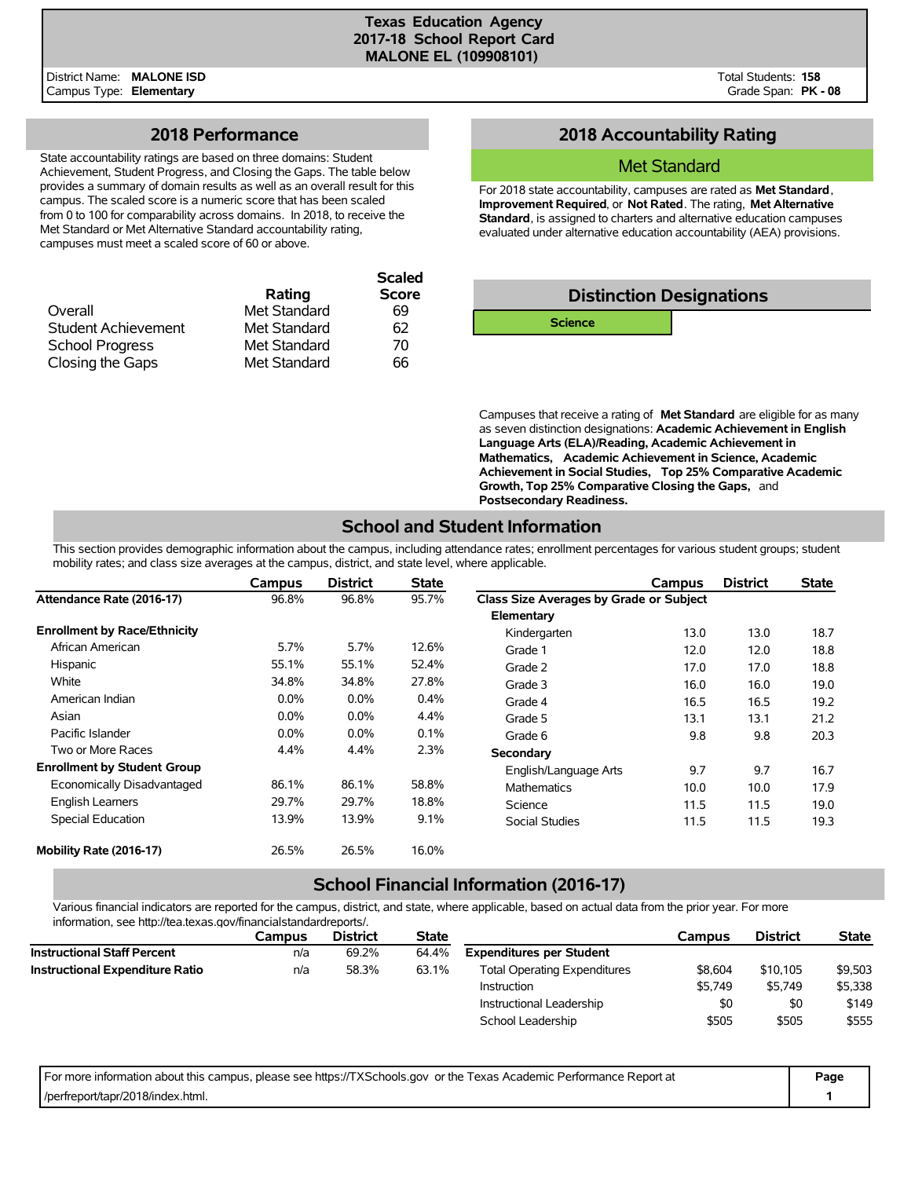# Texas Education Agency
## 2017-18 School Report Card
## MALONE EL (109908101)

District Name: **MALONE ISD**
Campus Type: **Elementary**

Total Students: **158**
Grade Span: **PK - 08**

## 2018 Performance

State accountability ratings are based on three domains: Student Achievement, Student Progress, and Closing the Gaps. The table below provides a summary of domain results as well as an overall result for this campus. The scaled score is a numeric score that has been scaled from 0 to 100 for comparability across domains. In 2018, to receive the Met Standard or Met Alternative Standard accountability rating, campuses must meet a scaled score of 60 or above.

| | Rating | Scaled Score |
|---|---|---|
| Overall | Met Standard | 69 |
| Student Achievement | Met Standard | 62 |
| School Progress | Met Standard | 70 |
| Closing the Gaps | Met Standard | 66 |

## 2018 Accountability Rating

**Met Standard**

For 2018 state accountability, campuses are rated as **Met Standard**, **Improvement Required**, or **Not Rated**. The rating, **Met Alternative Standard**, is assigned to charters and alternative education campuses evaluated under alternative education accountability (AEA) provisions.

## Distinction Designations

**Science**

Campuses that receive a rating of **Met Standard** are eligible for as many as seven distinction designations: **Academic Achievement in English Language Arts (ELA)/Reading, Academic Achievement in Mathematics, Academic Achievement in Science, Academic Achievement in Social Studies, Top 25% Comparative Academic Growth, Top 25% Comparative Closing the Gaps,** and **Postsecondary Readiness.**

## School and Student Information

This section provides demographic information about the campus, including attendance rates; enrollment percentages for various student groups; student mobility rates; and class size averages at the campus, district, and state level, where applicable.

| | Campus | District | State |
|---|---|---|---|
| **Attendance Rate (2016-17)** | 96.8% | 96.8% | 95.7% |
| **Enrollment by Race/Ethnicity** | | | |
| African American | 5.7% | 5.7% | 12.6% |
| Hispanic | 55.1% | 55.1% | 52.4% |
| White | 34.8% | 34.8% | 27.8% |
| American Indian | 0.0% | 0.0% | 0.4% |
| Asian | 0.0% | 0.0% | 4.4% |
| Pacific Islander | 0.0% | 0.0% | 0.1% |
| Two or More Races | 4.4% | 4.4% | 2.3% |
| **Enrollment by Student Group** | | | |
| Economically Disadvantaged | 86.1% | 86.1% | 58.8% |
| English Learners | 29.7% | 29.7% | 18.8% |
| Special Education | 13.9% | 13.9% | 9.1% |
| **Mobility Rate (2016-17)** | 26.5% | 26.5% | 16.0% |

| | Campus | District | State |
|---|---|---|---|
| **Class Size Averages by Grade or Subject** | | | |
| **Elementary** | | | |
| Kindergarten | 13.0 | 13.0 | 18.7 |
| Grade 1 | 12.0 | 12.0 | 18.8 |
| Grade 2 | 17.0 | 17.0 | 18.8 |
| Grade 3 | 16.0 | 16.0 | 19.0 |
| Grade 4 | 16.5 | 16.5 | 19.2 |
| Grade 5 | 13.1 | 13.1 | 21.2 |
| Grade 6 | 9.8 | 9.8 | 20.3 |
| **Secondary** | | | |
| English/Language Arts | 9.7 | 9.7 | 16.7 |
| Mathematics | 10.0 | 10.0 | 17.9 |
| Science | 11.5 | 11.5 | 19.0 |
| Social Studies | 11.5 | 11.5 | 19.3 |

## School Financial Information (2016-17)

Various financial indicators are reported for the campus, district, and state, where applicable, based on actual data from the prior year. For more information, see http://tea.texas.gov/financialstandardreports/.

| | Campus | District | State |
|---|---|---|---|
| **Instructional Staff Percent** | n/a | 69.2% | 64.4% |
| **Instructional Expenditure Ratio** | n/a | 58.3% | 63.1% |

| | Campus | District | State |
|---|---|---|---|
| **Expenditures per Student** | | | |
| Total Operating Expenditures | $8,604 | $10,105 | $9,503 |
| Instruction | $5,749 | $5,749 | $5,338 |
| Instructional Leadership | $0 | $0 | $149 |
| School Leadership | $505 | $505 | $555 |

For more information about this campus, please see https://TXSchools.gov or the Texas Academic Performance Report at /perfreport/tapr/2018/index.html.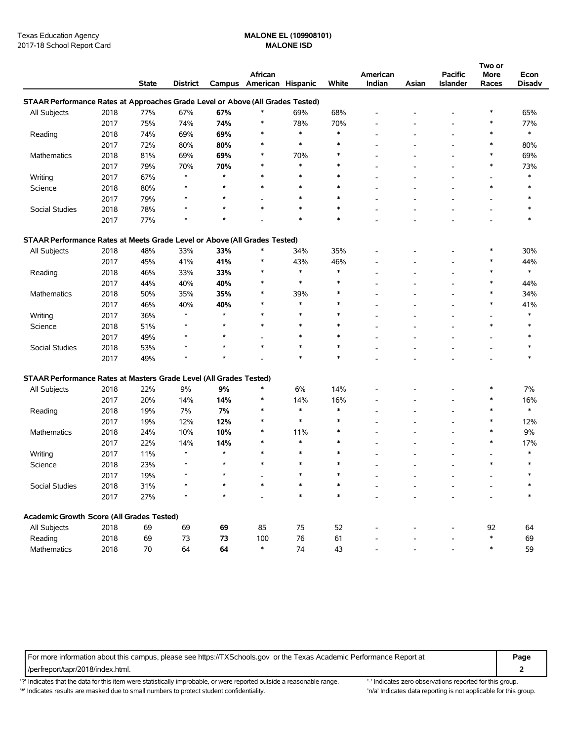Texas Education Agency
2017-18 School Report Card

**MALONE EL (109908101)**
**MALONE ISD**

| | | State | District | Campus | African American | Hispanic | White | American Indian | Asian | Pacific Islander | Two or More Races | Econ Disadv |
|---|---|---|---|---|---|---|---|---|---|---|---|---|
| **STAAR Performance Rates at Approaches Grade Level or Above (All Grades Tested)** | | | | | | | | | | | | |
| All Subjects | 2018 | 77% | 67% | **67%** | * | 69% | 68% | - | - | - | * | 65% |
| | 2017 | 75% | 74% | **74%** | * | 78% | 70% | - | - | - | * | 77% |
| Reading | 2018 | 74% | 69% | **69%** | * | * | * | - | - | - | * | * |
| | 2017 | 72% | 80% | **80%** | * | * | * | - | - | - | * | 80% |
| Mathematics | 2018 | 81% | 69% | **69%** | * | 70% | * | - | - | - | * | 69% |
| | 2017 | 79% | 70% | **70%** | * | * | * | - | - | - | * | 73% |
| Writing | 2017 | 67% | * | * | * | * | * | - | - | - | - | * |
| Science | 2018 | 80% | * | * | * | * | * | - | - | - | * | * |
| | 2017 | 79% | * | * | - | * | * | - | - | - | - | * |
| Social Studies | 2018 | 78% | * | * | * | * | * | - | - | - | - | * |
| | 2017 | 77% | * | * | - | * | * | - | - | - | - | * |
| **STAAR Performance Rates at Meets Grade Level or Above (All Grades Tested)** | | | | | | | | | | | | |
| All Subjects | 2018 | 48% | 33% | **33%** | * | 34% | 35% | - | - | - | * | 30% |
| | 2017 | 45% | 41% | **41%** | * | 43% | 46% | - | - | - | * | 44% |
| Reading | 2018 | 46% | 33% | **33%** | * | * | * | - | - | - | * | * |
| | 2017 | 44% | 40% | **40%** | * | * | * | - | - | - | * | 44% |
| Mathematics | 2018 | 50% | 35% | **35%** | * | 39% | * | - | - | - | * | 34% |
| | 2017 | 46% | 40% | **40%** | * | * | * | - | - | - | * | 41% |
| Writing | 2017 | 36% | * | * | * | * | * | - | - | - | - | * |
| Science | 2018 | 51% | * | * | * | * | * | - | - | - | * | * |
| | 2017 | 49% | * | * | - | * | * | - | - | - | - | * |
| Social Studies | 2018 | 53% | * | * | * | * | * | - | - | - | - | * |
| | 2017 | 49% | * | * | - | * | * | - | - | - | - | * |
| **STAAR Performance Rates at Masters Grade Level (All Grades Tested)** | | | | | | | | | | | | |
| All Subjects | 2018 | 22% | 9% | **9%** | * | 6% | 14% | - | - | - | * | 7% |
| | 2017 | 20% | 14% | **14%** | * | 14% | 16% | - | - | - | * | 16% |
| Reading | 2018 | 19% | 7% | **7%** | * | * | * | - | - | - | * | * |
| | 2017 | 19% | 12% | **12%** | * | * | * | - | - | - | * | 12% |
| Mathematics | 2018 | 24% | 10% | **10%** | * | 11% | * | - | - | - | * | 9% |
| | 2017 | 22% | 14% | **14%** | * | * | * | - | - | - | * | 17% |
| Writing | 2017 | 11% | * | * | * | * | * | - | - | - | - | * |
| Science | 2018 | 23% | * | * | * | * | * | - | - | - | * | * |
| | 2017 | 19% | * | * | - | * | * | - | - | - | - | * |
| Social Studies | 2018 | 31% | * | * | * | * | * | - | - | - | - | * |
| | 2017 | 27% | * | * | - | * | * | - | - | - | - | * |
| **Academic Growth Score (All Grades Tested)** | | | | | | | | | | | | |
| All Subjects | 2018 | 69 | 69 | **69** | 85 | 75 | 52 | - | - | - | 92 | 64 |
| Reading | 2018 | 69 | 73 | **73** | 100 | 76 | 61 | - | - | - | * | 69 |
| Mathematics | 2018 | 70 | 64 | **64** | * | 74 | 43 | - | - | - | * | 59 |

For more information about this campus, please see https://TXSchools.gov or the Texas Academic Performance Report at /perfreport/tapr/2018/index.html.

'?' Indicates that the data for this item were statistically improbable, or were reported outside a reasonable range.
'*' Indicates results are masked due to small numbers to protect student confidentiality.
'-' Indicates zero observations reported for this group.
'n/a' Indicates data reporting is not applicable for this group.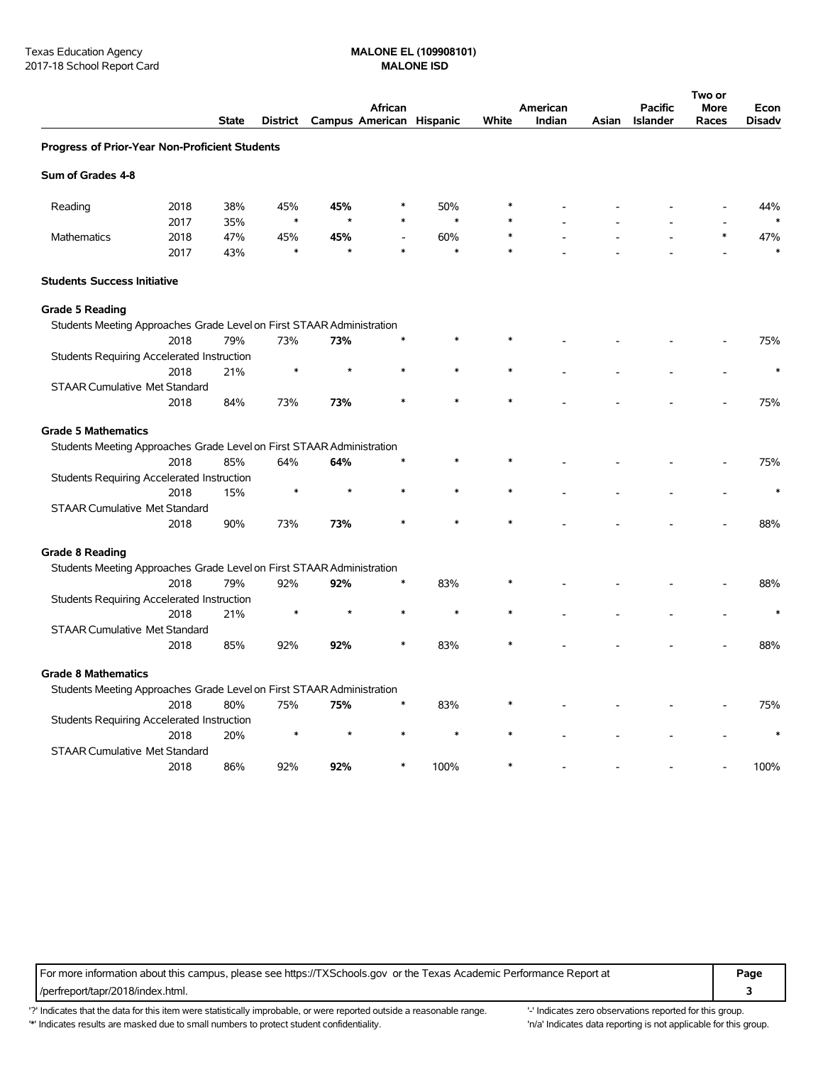Texas Education Agency
2017-18 School Report Card

**MALONE EL (109908101)**
**MALONE ISD**

| | | State | District | Campus | African American | Hispanic | White | American Indian | Asian | Pacific Islander | Two or More Races | Econ Disadv |
|---|---|---|---|---|---|---|---|---|---|---|---|---|
| **Progress of Prior-Year Non-Proficient Students** | | | | | | | | | | | | |
| **Sum of Grades 4-8** | | | | | | | | | | | | |
| Reading | 2018 | 38% | 45% | **45%** | * | 50% | * | - | - | - | - | 44% |
| | 2017 | 35% | * | * | * | * | * | - | - | - | - | * |
| Mathematics | 2018 | 47% | 45% | **45%** | - | 60% | * | - | - | - | * | 47% |
| | 2017 | 43% | * | * | * | * | * | - | - | - | - | * |
| **Students Success Initiative** | | | | | | | | | | | | |
| **Grade 5 Reading** | | | | | | | | | | | | |
| Students Meeting Approaches Grade Level on First STAAR Administration | | | | | | | | | | | | |
| | 2018 | 79% | 73% | **73%** | * | * | * | - | - | - | - | 75% |
| Students Requiring Accelerated Instruction | | | | | | | | | | | | |
| | 2018 | 21% | * | * | * | * | * | - | - | - | - | * |
| STAAR Cumulative Met Standard | | | | | | | | | | | | |
| | 2018 | 84% | 73% | **73%** | * | * | * | - | - | - | - | 75% |
| **Grade 5 Mathematics** | | | | | | | | | | | | |
| Students Meeting Approaches Grade Level on First STAAR Administration | | | | | | | | | | | | |
| | 2018 | 85% | 64% | **64%** | * | * | * | - | - | - | - | 75% |
| Students Requiring Accelerated Instruction | | | | | | | | | | | | |
| | 2018 | 15% | * | * | * | * | * | - | - | - | - | * |
| STAAR Cumulative Met Standard | | | | | | | | | | | | |
| | 2018 | 90% | 73% | **73%** | * | * | * | - | - | - | - | 88% |
| **Grade 8 Reading** | | | | | | | | | | | | |
| Students Meeting Approaches Grade Level on First STAAR Administration | | | | | | | | | | | | |
| | 2018 | 79% | 92% | **92%** | * | 83% | * | - | - | - | - | 88% |
| Students Requiring Accelerated Instruction | | | | | | | | | | | | |
| | 2018 | 21% | * | * | * | * | * | - | - | - | - | * |
| STAAR Cumulative Met Standard | | | | | | | | | | | | |
| | 2018 | 85% | 92% | **92%** | * | 83% | * | - | - | - | - | 88% |
| **Grade 8 Mathematics** | | | | | | | | | | | | |
| Students Meeting Approaches Grade Level on First STAAR Administration | | | | | | | | | | | | |
| | 2018 | 80% | 75% | **75%** | * | 83% | * | - | - | - | - | 75% |
| Students Requiring Accelerated Instruction | | | | | | | | | | | | |
| | 2018 | 20% | * | * | * | * | * | - | - | - | - | * |
| STAAR Cumulative Met Standard | | | | | | | | | | | | |
| | 2018 | 86% | 92% | **92%** | * | 100% | * | - | - | - | - | 100% |

For more information about this campus, please see https://TXSchools.gov or the Texas Academic Performance Report at /perfreport/tapr/2018/index.html.

'?' Indicates that the data for this item were statistically improbable, or were reported outside a reasonable range.
'*' Indicates results are masked due to small numbers to protect student confidentiality.
'-' Indicates zero observations reported for this group.
'n/a' Indicates data reporting is not applicable for this group.